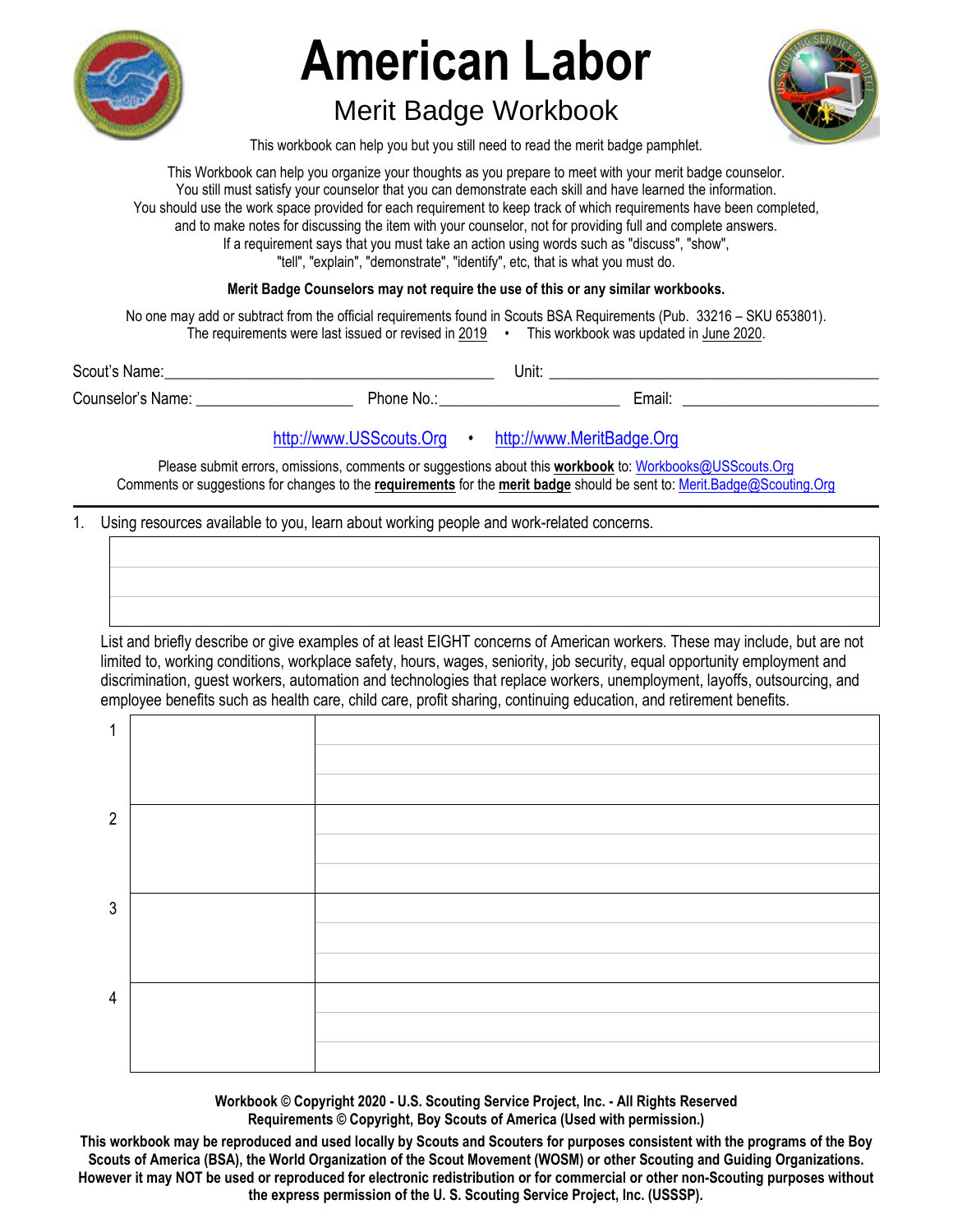# American Labor

## Merit Badge Workbook

This workbook can help you but you still need to read the merit badge pamphlet.

This Workbook can help you organize your thoughts as you prepare to meet with your merit badge counselor.
You still must satisfy your counselor that you can demonstrate each skill and have learned the information.
You should use the work space provided for each requirement to keep track of which requirements have been completed,
and to make notes for discussing the item with your counselor, not for providing full and complete answers.
If a requirement says that you must take an action using words such as "discuss", "show",
"tell", "explain", "demonstrate", "identify", etc, that is what you must do.

**Merit Badge Counselors may not require the use of this or any similar workbooks.**

No one may add or subtract from the official requirements found in Scouts BSA Requirements (Pub. 33216 – SKU 653801).
The requirements were last issued or revised in 2019 • This workbook was updated in June 2020.

Scout's Name:________________________________________ Unit: ________________________________________

Counselor's Name: ____________________ Phone No.:______________________ Email: ________________________

http://www.USScouts.Org • http://www.MeritBadge.Org

Please submit errors, omissions, comments or suggestions about this **workbook** to: Workbooks@USScouts.Org
Comments or suggestions for changes to the **requirements** for the **merit badge** should be sent to: Merit.Badge@Scouting.Org

---

1. Using resources available to you, learn about working people and work-related concerns.

| |
|---|
| |
| |
| |

List and briefly describe or give examples of at least EIGHT concerns of American workers. These may include, but are not limited to, working conditions, workplace safety, hours, wages, seniority, job security, equal opportunity employment and discrimination, guest workers, automation and technologies that replace workers, unemployment, layoffs, outsourcing, and employee benefits such as health care, child care, profit sharing, continuing education, and retirement benefits.

| | | |
|---|---|---|
| 1 | | |
| 2 | | |
| 3 | | |
| 4 | | |

**Workbook © Copyright 2020 - U.S. Scouting Service Project, Inc. - All Rights Reserved**
**Requirements © Copyright, Boy Scouts of America (Used with permission.)**

**This workbook may be reproduced and used locally by Scouts and Scouters for purposes consistent with the programs of the Boy Scouts of America (BSA), the World Organization of the Scout Movement (WOSM) or other Scouting and Guiding Organizations. However it may NOT be used or reproduced for electronic redistribution or for commercial or other non-Scouting purposes without the express permission of the U. S. Scouting Service Project, Inc. (USSSP).**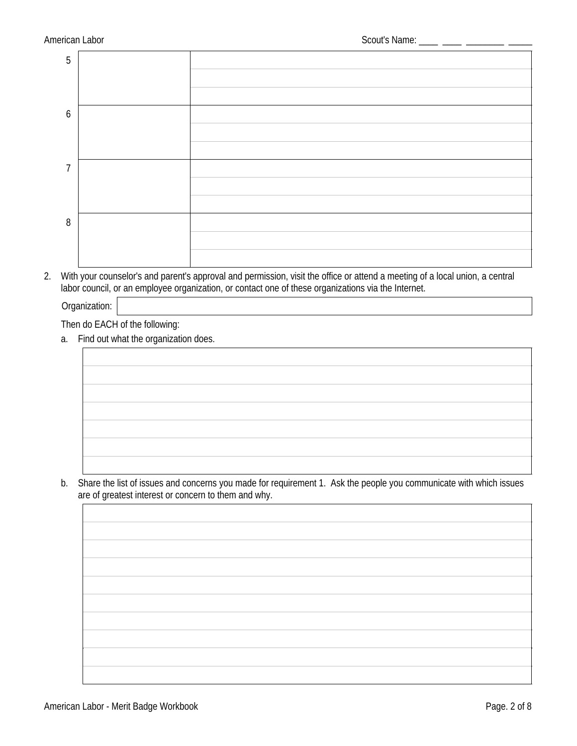| | | |
|---|---|---|
| 5 | | |
| 6 | | |
| 7 | | |
| 8 | | |

2. With your counselor's and parent's approval and permission, visit the office or attend a meeting of a local union, a central labor council, or an employee organization, or contact one of these organizations via the Internet.

   Organization:

   Then do EACH of the following:

   a. Find out what the organization does.

   b. Share the list of issues and concerns you made for requirement 1. Ask the people you communicate with which issues are of greatest interest or concern to them and why.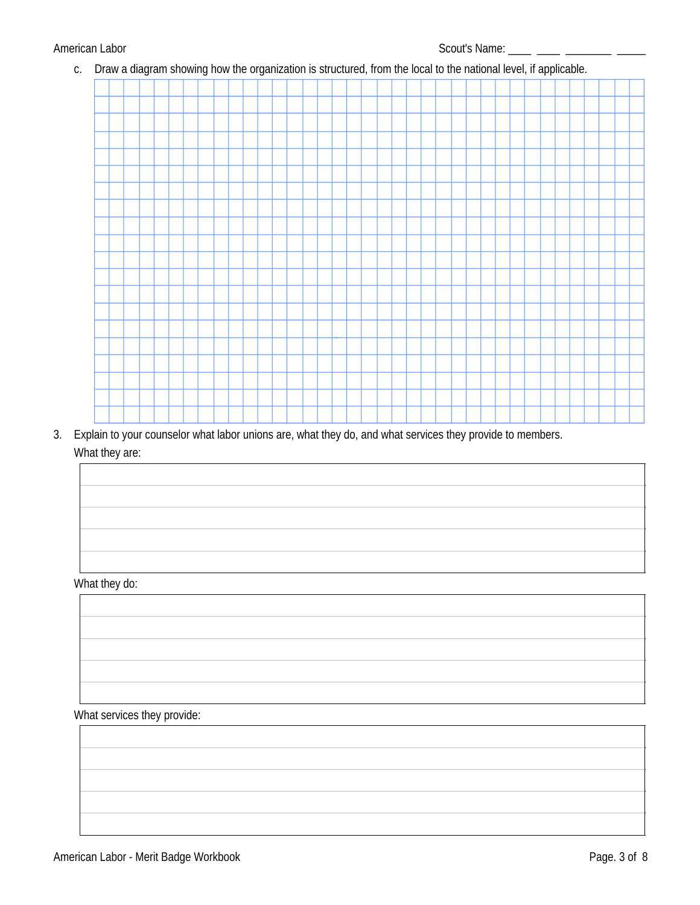Scout's Name: ____ ____ ________ _____

c. Draw a diagram showing how the organization is structured, from the local to the national level, if applicable.

3. Explain to your counselor what labor unions are, what they do, and what services they provide to members.

What they are:

What they do:

What services they provide: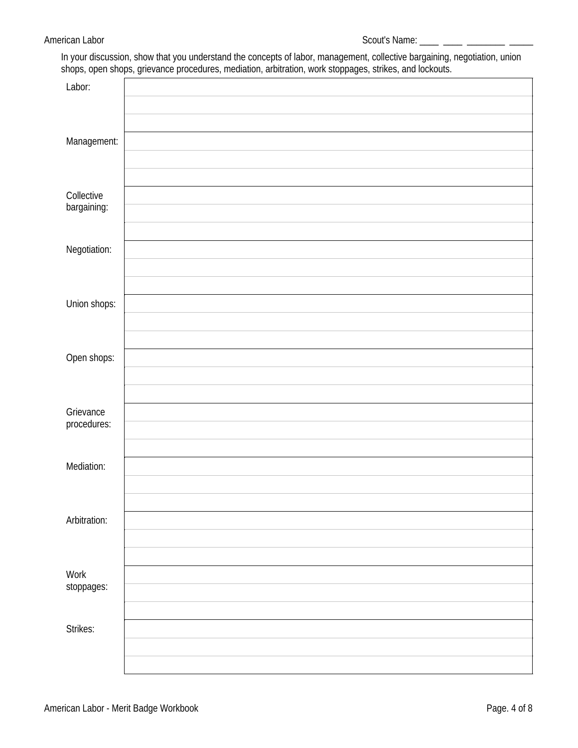In your discussion, show that you understand the concepts of labor, management, collective bargaining, negotiation, union shops, open shops, grievance procedures, mediation, arbitration, work stoppages, strikes, and lockouts.

| | |
|---|---|
| Labor: | |
| Management: | |
| Collective bargaining: | |
| Negotiation: | |
| Union shops: | |
| Open shops: | |
| Grievance procedures: | |
| Mediation: | |
| Arbitration: | |
| Work stoppages: | |
| Strikes: | |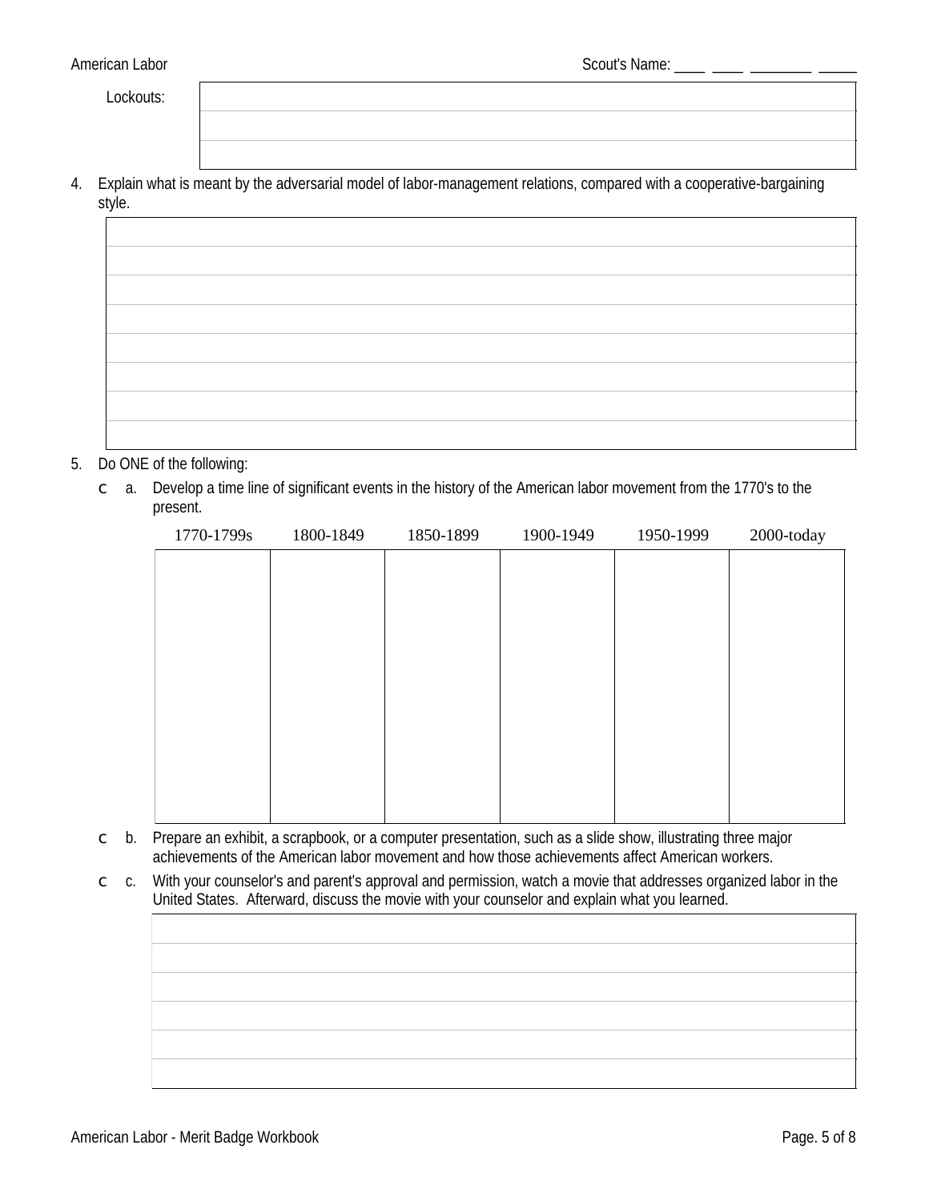Lockouts:

| |
|---|
| |
| |
| |

4. Explain what is meant by the adversarial model of labor-management relations, compared with a cooperative-bargaining style.

| |
|---|
| |
| |
| |
| |
| |
| |
| |
| |

5. Do ONE of the following:

   - [ ] a. Develop a time line of significant events in the history of the American labor movement from the 1770's to the present.

| 1770-1799s | 1800-1849 | 1850-1899 | 1900-1949 | 1950-1999 | 2000-today |
|---|---|---|---|---|---|
| | | | | | |

   - [ ] b. Prepare an exhibit, a scrapbook, or a computer presentation, such as a slide show, illustrating three major achievements of the American labor movement and how those achievements affect American workers.
   - [ ] c. With your counselor's and parent's approval and permission, watch a movie that addresses organized labor in the United States. Afterward, discuss the movie with your counselor and explain what you learned.

| |
|---|
| |
| |
| |
| |
| |
| |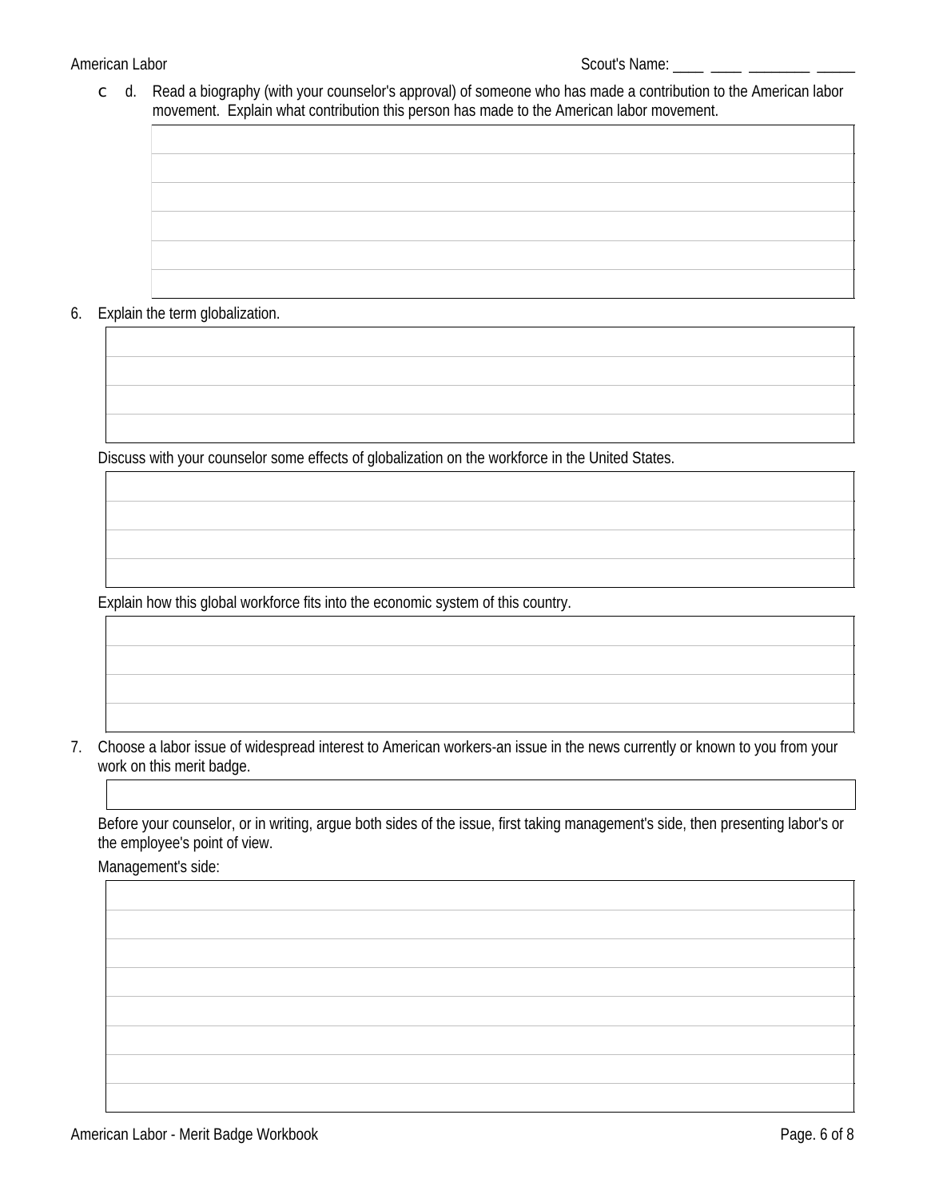- [ ] d. Read a biography (with your counselor's approval) of someone who has made a contribution to the American labor movement. Explain what contribution this person has made to the American labor movement.

6. Explain the term globalization.

   Discuss with your counselor some effects of globalization on the workforce in the United States.

   Explain how this global workforce fits into the economic system of this country.

7. Choose a labor issue of widespread interest to American workers-an issue in the news currently or known to you from your work on this merit badge.

   Before your counselor, or in writing, argue both sides of the issue, first taking management's side, then presenting labor's or the employee's point of view.

   Management's side: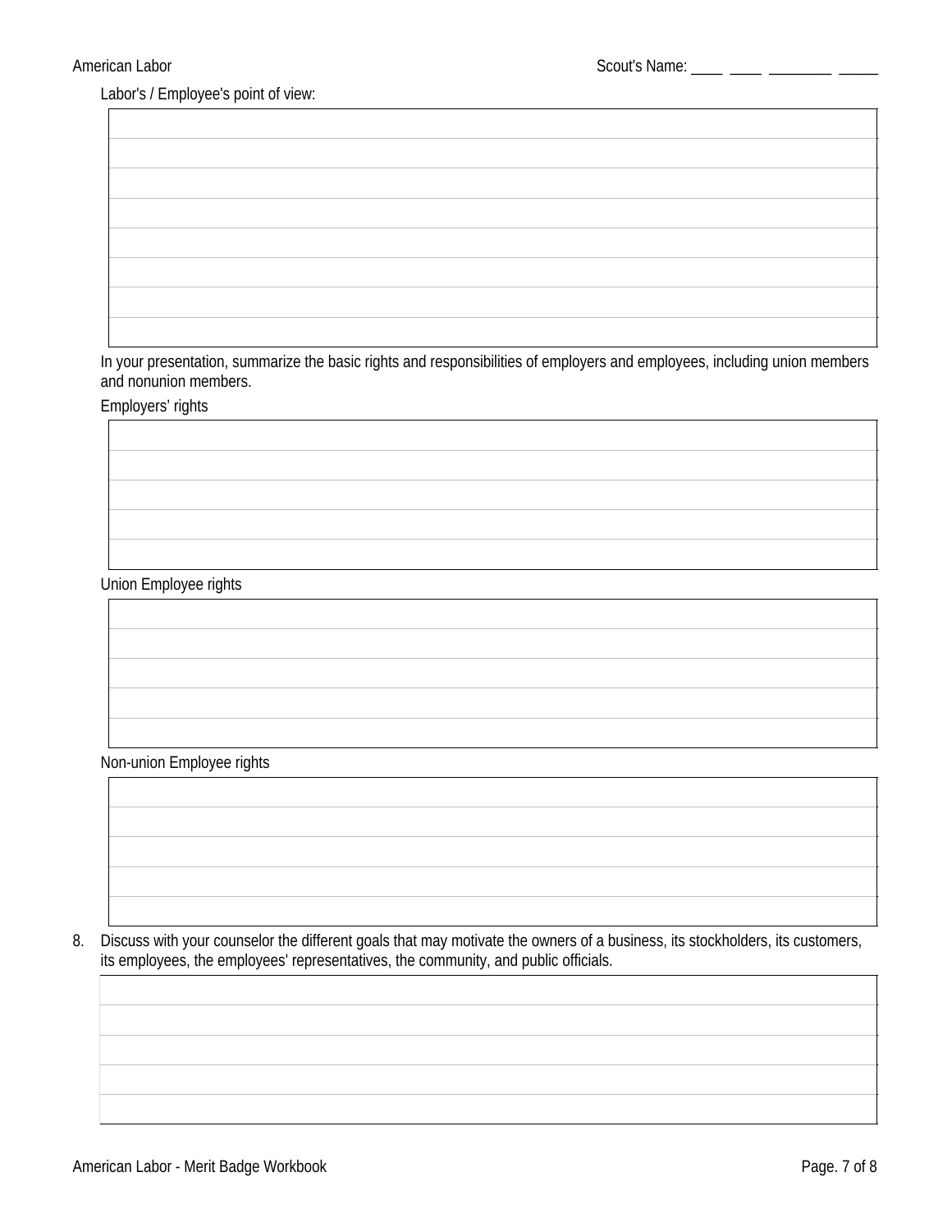Labor's / Employee's point of view:

In your presentation, summarize the basic rights and responsibilities of employers and employees, including union members and nonunion members.

Employers' rights

Union Employee rights

Non-union Employee rights

8. Discuss with your counselor the different goals that may motivate the owners of a business, its stockholders, its customers, its employees, the employees' representatives, the community, and public officials.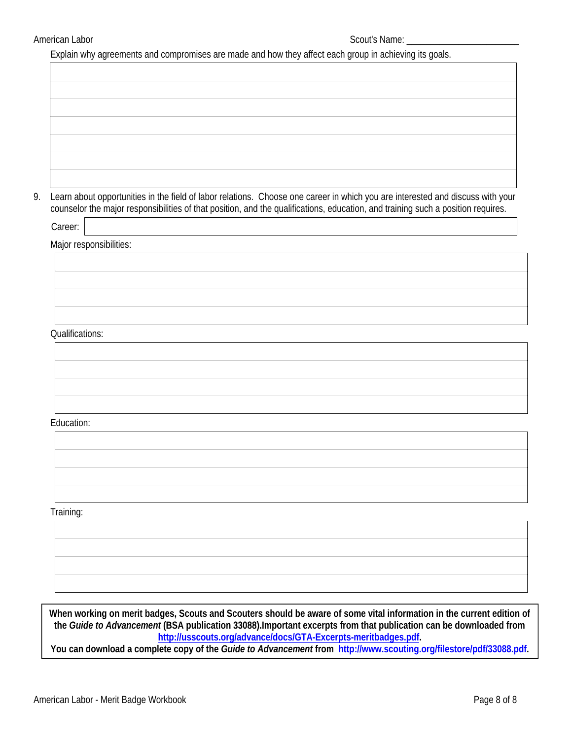Explain why agreements and compromises are made and how they affect each group in achieving its goals.

9. Learn about opportunities in the field of labor relations. Choose one career in which you are interested and discuss with your counselor the major responsibilities of that position, and the qualifications, education, and training such a position requires.

Career:

Major responsibilities:

Qualifications:

Education:

Training:

**When working on merit badges, Scouts and Scouters should be aware of some vital information in the current edition of the *Guide to Advancement* (BSA publication 33088).Important excerpts from that publication can be downloaded from http://usscouts.org/advance/docs/GTA-Excerpts-meritbadges.pdf.**
**You can download a complete copy of the *Guide to Advancement* from http://www.scouting.org/filestore/pdf/33088.pdf.**